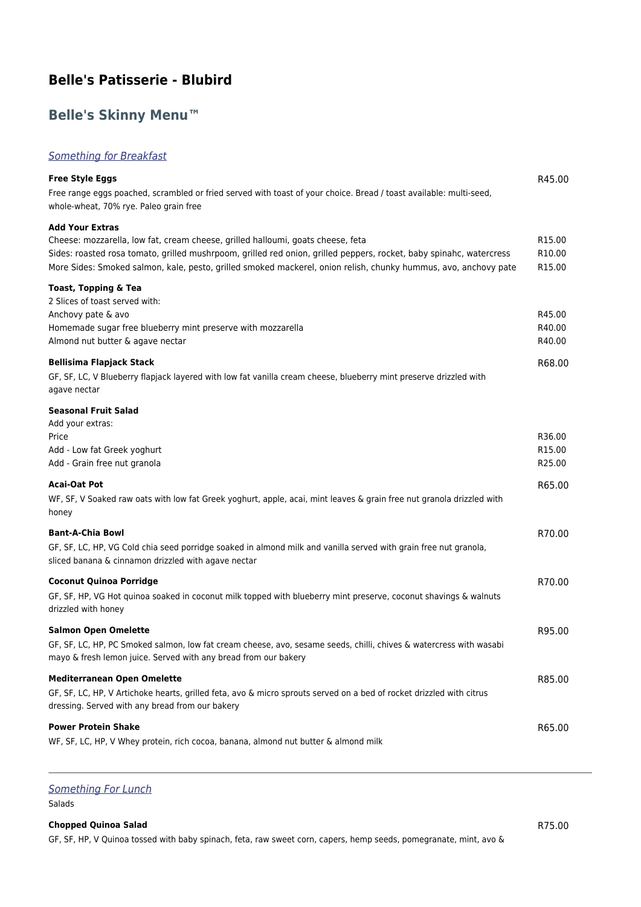# Belle's Patisserie - Blubird

## Belle's Skinny Menu™

### *Something for Breakfast*

**Free Style Eggs** R45.00

Free range eggs poached, scrambled or fried served with toast of your choice. Bread / toast available: multi-seed, whole-wheat, 70% rye. Paleo grain free

**Add Your Extras**

Cheese: mozzarella, low fat, cream cheese, grilled halloumi, goats cheese, feta R15.00
Sides: roasted rosa tomato, grilled mushrpoom, grilled red onion, grilled peppers, rocket, baby spinahc, watercress R10.00
More Sides: Smoked salmon, kale, pesto, grilled smoked mackerel, onion relish, chunky hummus, avo, anchovy pate R15.00

**Toast, Topping & Tea**

2 Slices of toast served with:
Anchovy pate & avo R45.00
Homemade sugar free blueberry mint preserve with mozzarella R40.00
Almond nut butter & agave nectar R40.00

**Bellisima Flapjack Stack** R68.00

GF, SF, LC, V Blueberry flapjack layered with low fat vanilla cream cheese, blueberry mint preserve drizzled with agave nectar

**Seasonal Fruit Salad**

Add your extras:
Price R36.00
Add - Low fat Greek yoghurt R15.00
Add - Grain free nut granola R25.00

**Acai-Oat Pot** R65.00

WF, SF, V Soaked raw oats with low fat Greek yoghurt, apple, acai, mint leaves & grain free nut granola drizzled with honey

**Bant-A-Chia Bowl** R70.00

GF, SF, LC, HP, VG Cold chia seed porridge soaked in almond milk and vanilla served with grain free nut granola, sliced banana & cinnamon drizzled with agave nectar

**Coconut Quinoa Porridge** R70.00

GF, SF, HP, VG Hot quinoa soaked in coconut milk topped with blueberry mint preserve, coconut shavings & walnuts drizzled with honey

**Salmon Open Omelette** R95.00

GF, SF, LC, HP, PC Smoked salmon, low fat cream cheese, avo, sesame seeds, chilli, chives & watercress with wasabi mayo & fresh lemon juice. Served with any bread from our bakery

**Mediterranean Open Omelette** R85.00

GF, SF, LC, HP, V Artichoke hearts, grilled feta, avo & micro sprouts served on a bed of rocket drizzled with citrus dressing. Served with any bread from our bakery

**Power Protein Shake** R65.00

WF, SF, LC, HP, V Whey protein, rich cocoa, banana, almond nut butter & almond milk

---

### *Something For Lunch*

Salads

**Chopped Quinoa Salad** R75.00

GF, SF, HP, V Quinoa tossed with baby spinach, feta, raw sweet corn, capers, hemp seeds, pomegranate, mint, avo &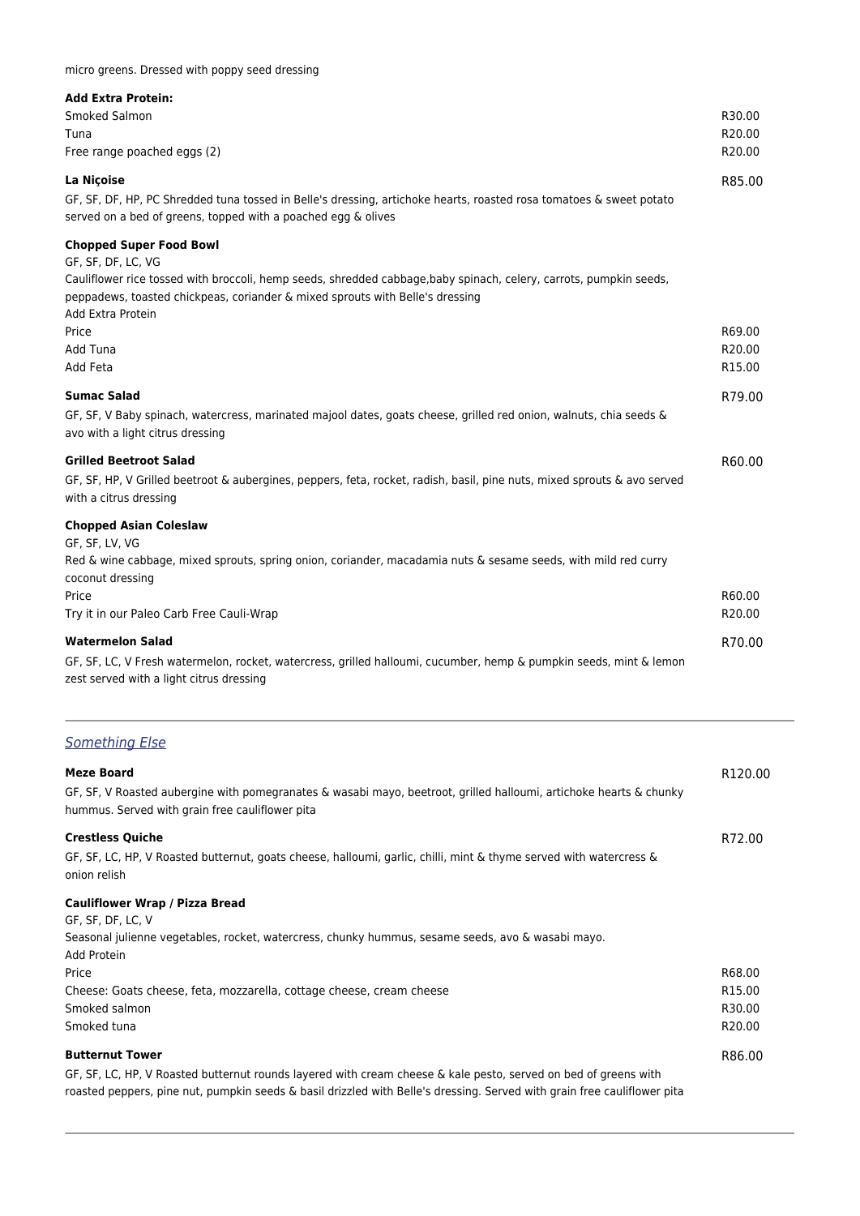micro greens. Dressed with poppy seed dressing

**Add Extra Protein:**

| | |
|---|---|
| Smoked Salmon | R30.00 |
| Tuna | R20.00 |
| Free range poached eggs (2) | R20.00 |

**La Niçoise** — R85.00

GF, SF, DF, HP, PC Shredded tuna tossed in Belle's dressing, artichoke hearts, roasted rosa tomatoes & sweet potato served on a bed of greens, topped with a poached egg & olives

**Chopped Super Food Bowl**

GF, SF, DF, LC, VG

Cauliflower rice tossed with broccoli, hemp seeds, shredded cabbage,baby spinach, celery, carrots, pumpkin seeds, peppadews, toasted chickpeas, coriander & mixed sprouts with Belle's dressing

Add Extra Protein

| | |
|---|---|
| Price | R69.00 |
| Add Tuna | R20.00 |
| Add Feta | R15.00 |

**Sumac Salad** — R79.00

GF, SF, V Baby spinach, watercress, marinated majool dates, goats cheese, grilled red onion, walnuts, chia seeds & avo with a light citrus dressing

**Grilled Beetroot Salad** — R60.00

GF, SF, HP, V Grilled beetroot & aubergines, peppers, feta, rocket, radish, basil, pine nuts, mixed sprouts & avo served with a citrus dressing

**Chopped Asian Coleslaw**

GF, SF, LV, VG

Red & wine cabbage, mixed sprouts, spring onion, coriander, macadamia nuts & sesame seeds, with mild red curry coconut dressing

| | |
|---|---|
| Price | R60.00 |
| Try it in our Paleo Carb Free Cauli-Wrap | R20.00 |

**Watermelon Salad** — R70.00

GF, SF, LC, V Fresh watermelon, rocket, watercress, grilled halloumi, cucumber, hemp & pumpkin seeds, mint & lemon zest served with a light citrus dressing

---

## *Something Else*

**Meze Board** — R120.00

GF, SF, V Roasted aubergine with pomegranates & wasabi mayo, beetroot, grilled halloumi, artichoke hearts & chunky hummus. Served with grain free cauliflower pita

**Crestless Quiche** — R72.00

GF, SF, LC, HP, V Roasted butternut, goats cheese, halloumi, garlic, chilli, mint & thyme served with watercress & onion relish

**Cauliflower Wrap / Pizza Bread**

GF, SF, DF, LC, V

Seasonal julienne vegetables, rocket, watercress, chunky hummus, sesame seeds, avo & wasabi mayo.

Add Protein

| | |
|---|---|
| Price | R68.00 |
| Cheese: Goats cheese, feta, mozzarella, cottage cheese, cream cheese | R15.00 |
| Smoked salmon | R30.00 |
| Smoked tuna | R20.00 |

**Butternut Tower** — R86.00

GF, SF, LC, HP, V Roasted butternut rounds layered with cream cheese & kale pesto, served on bed of greens with roasted peppers, pine nut, pumpkin seeds & basil drizzled with Belle's dressing. Served with grain free cauliflower pita

---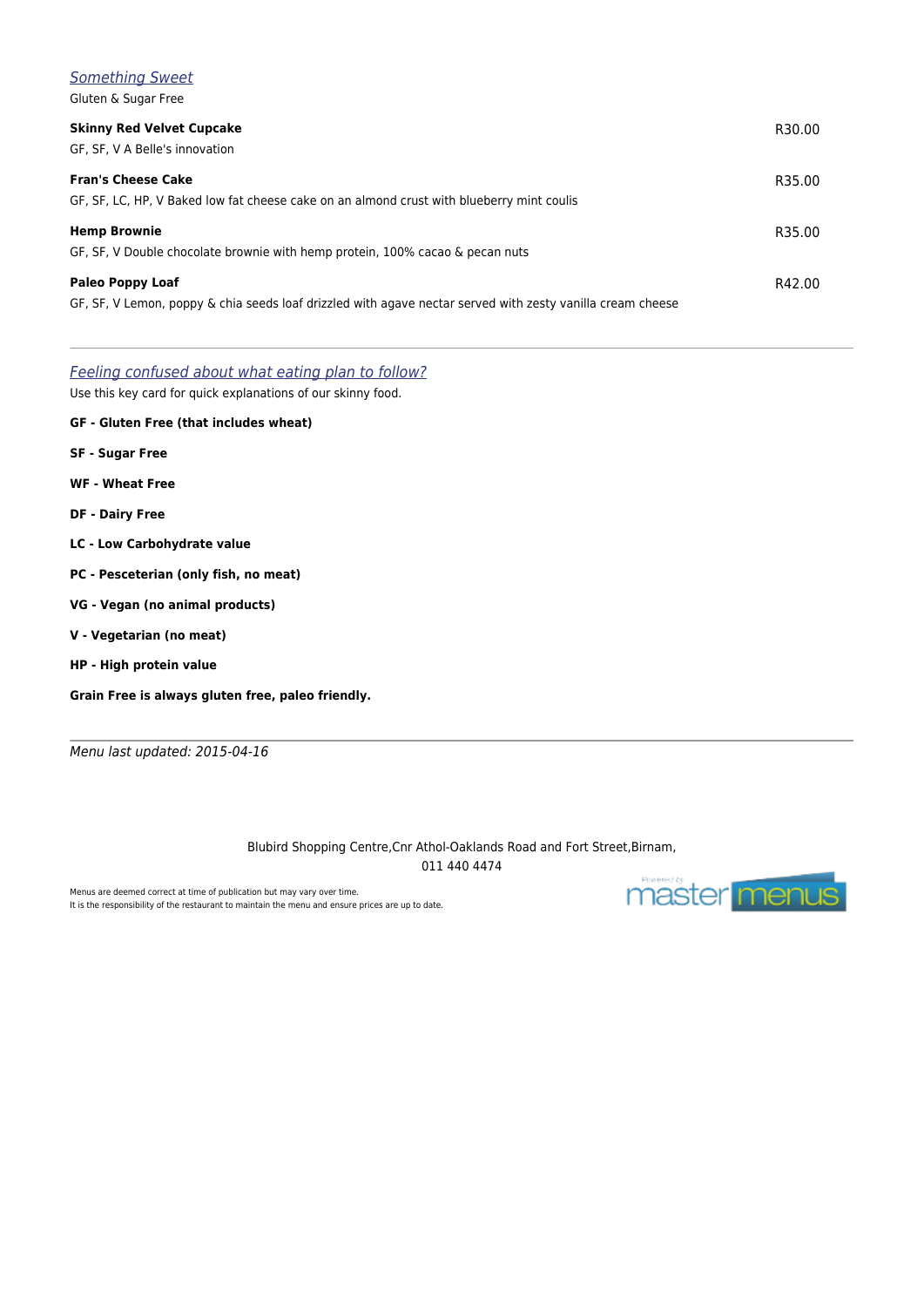## *Something Sweet*

Gluten & Sugar Free

**Skinny Red Velvet Cupcake** R30.00

GF, SF, V A Belle's innovation

**Fran's Cheese Cake** R35.00

GF, SF, LC, HP, V Baked low fat cheese cake on an almond crust with blueberry mint coulis

**Hemp Brownie** R35.00

GF, SF, V Double chocolate brownie with hemp protein, 100% cacao & pecan nuts

**Paleo Poppy Loaf** R42.00

GF, SF, V Lemon, poppy & chia seeds loaf drizzled with agave nectar served with zesty vanilla cream cheese

---

## *Feeling confused about what eating plan to follow?*

Use this key card for quick explanations of our skinny food.

**GF - Gluten Free (that includes wheat)**

**SF - Sugar Free**

**WF - Wheat Free**

**DF - Dairy Free**

**LC - Low Carbohydrate value**

**PC - Pesceterian (only fish, no meat)**

**VG - Vegan (no animal products)**

**V - Vegetarian (no meat)**

**HP - High protein value**

**Grain Free is always gluten free, paleo friendly.**

---

*Menu last updated: 2015-04-16*

Blubird Shopping Centre,Cnr Athol-Oaklands Road and Fort Street,Birnam,
011 440 4474

Menus are deemed correct at time of publication but may vary over time.
It is the responsibility of the restaurant to maintain the menu and ensure prices are up to date.

Powered by master menus